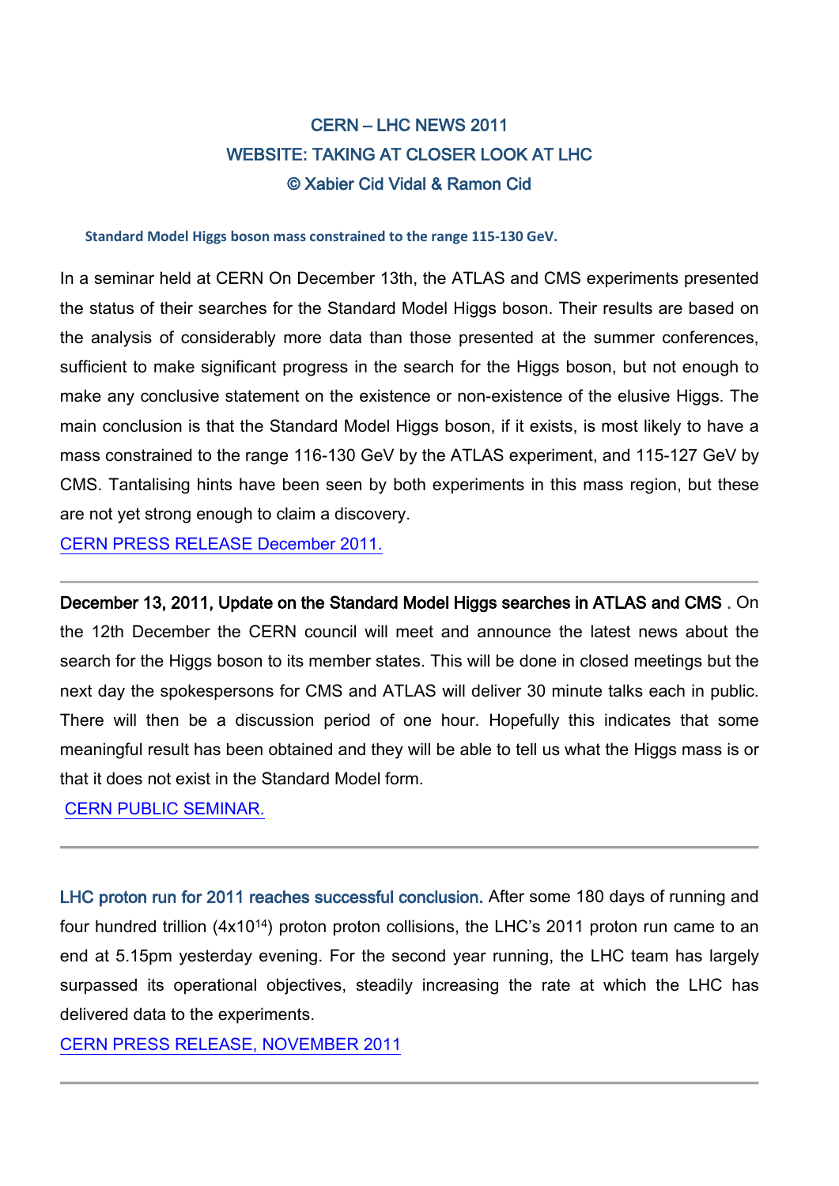# CERN – LHC NEWS 2011
## WEBSITE: TAKING AT CLOSER LOOK AT LHC
## © Xabier Cid Vidal & Ramon Cid

### Standard Model Higgs boson mass constrained to the range 115-130 GeV.

In a seminar held at CERN On December 13th, the ATLAS and CMS experiments presented the status of their searches for the Standard Model Higgs boson. Their results are based on the analysis of considerably more data than those presented at the summer conferences, sufficient to make significant progress in the search for the Higgs boson, but not enough to make any conclusive statement on the existence or non-existence of the elusive Higgs. The main conclusion is that the Standard Model Higgs boson, if it exists, is most likely to have a mass constrained to the range 116-130 GeV by the ATLAS experiment, and 115-127 GeV by CMS. Tantalising hints have been seen by both experiments in this mass region, but these are not yet strong enough to claim a discovery.

CERN PRESS RELEASE December 2011.

---

**December 13, 2011, Update on the Standard Model Higgs searches in ATLAS and CMS** . On the 12th December the CERN council will meet and announce the latest news about the search for the Higgs boson to its member states. This will be done in closed meetings but the next day the spokespersons for CMS and ATLAS will deliver 30 minute talks each in public. There will then be a discussion period of one hour. Hopefully this indicates that some meaningful result has been obtained and they will be able to tell us what the Higgs mass is or that it does not exist in the Standard Model form.

CERN PUBLIC SEMINAR.

---

**LHC proton run for 2011 reaches successful conclusion.** After some 180 days of running and four hundred trillion ($4x10^{14}$) proton proton collisions, the LHC's 2011 proton run came to an end at 5.15pm yesterday evening. For the second year running, the LHC team has largely surpassed its operational objectives, steadily increasing the rate at which the LHC has delivered data to the experiments.

CERN PRESS RELEASE, NOVEMBER 2011

---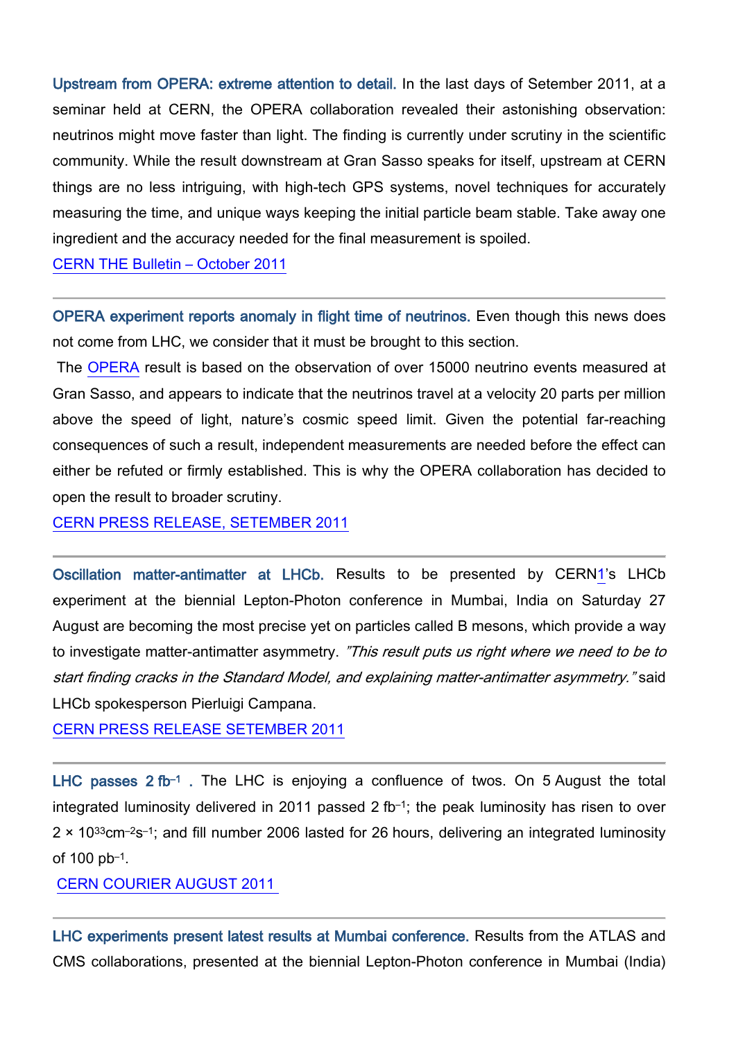**Upstream from OPERA: extreme attention to detail.** In the last days of Setember 2011, at a seminar held at CERN, the OPERA collaboration revealed their astonishing observation: neutrinos might move faster than light. The finding is currently under scrutiny in the scientific community. While the result downstream at Gran Sasso speaks for itself, upstream at CERN things are no less intriguing, with high-tech GPS systems, novel techniques for accurately measuring the time, and unique ways keeping the initial particle beam stable. Take away one ingredient and the accuracy needed for the final measurement is spoiled.

CERN THE Bulletin – October 2011

---

**OPERA experiment reports anomaly in flight time of neutrinos.** Even though this news does not come from LHC, we consider that it must be brought to this section.

The OPERA result is based on the observation of over 15000 neutrino events measured at Gran Sasso, and appears to indicate that the neutrinos travel at a velocity 20 parts per million above the speed of light, nature's cosmic speed limit. Given the potential far-reaching consequences of such a result, independent measurements are needed before the effect can either be refuted or firmly established. This is why the OPERA collaboration has decided to open the result to broader scrutiny.

CERN PRESS RELEASE, SETEMBER 2011

---

**Oscillation matter-antimatter at LHCb.** Results to be presented by CERN[1]'s LHCb experiment at the biennial Lepton-Photon conference in Mumbai, India on Saturday 27 August are becoming the most precise yet on particles called B mesons, which provide a way to investigate matter-antimatter asymmetry. *"This result puts us right where we need to be to start finding cracks in the Standard Model, and explaining matter-antimatter asymmetry."* said LHCb spokesperson Pierluigi Campana.

CERN PRESS RELEASE SETEMBER 2011

---

**LHC passes 2 $fb^{-1}$ .** The LHC is enjoying a confluence of twos. On 5 August the total integrated luminosity delivered in 2011 passed 2 $fb^{-1}$; the peak luminosity has risen to over $2 \times 10^{33} cm^{-2} s^{-1}$; and fill number 2006 lasted for 26 hours, delivering an integrated luminosity of 100 $pb^{-1}$.

CERN COURIER AUGUST 2011

---

**LHC experiments present latest results at Mumbai conference.** Results from the ATLAS and CMS collaborations, presented at the biennial Lepton-Photon conference in Mumbai (India)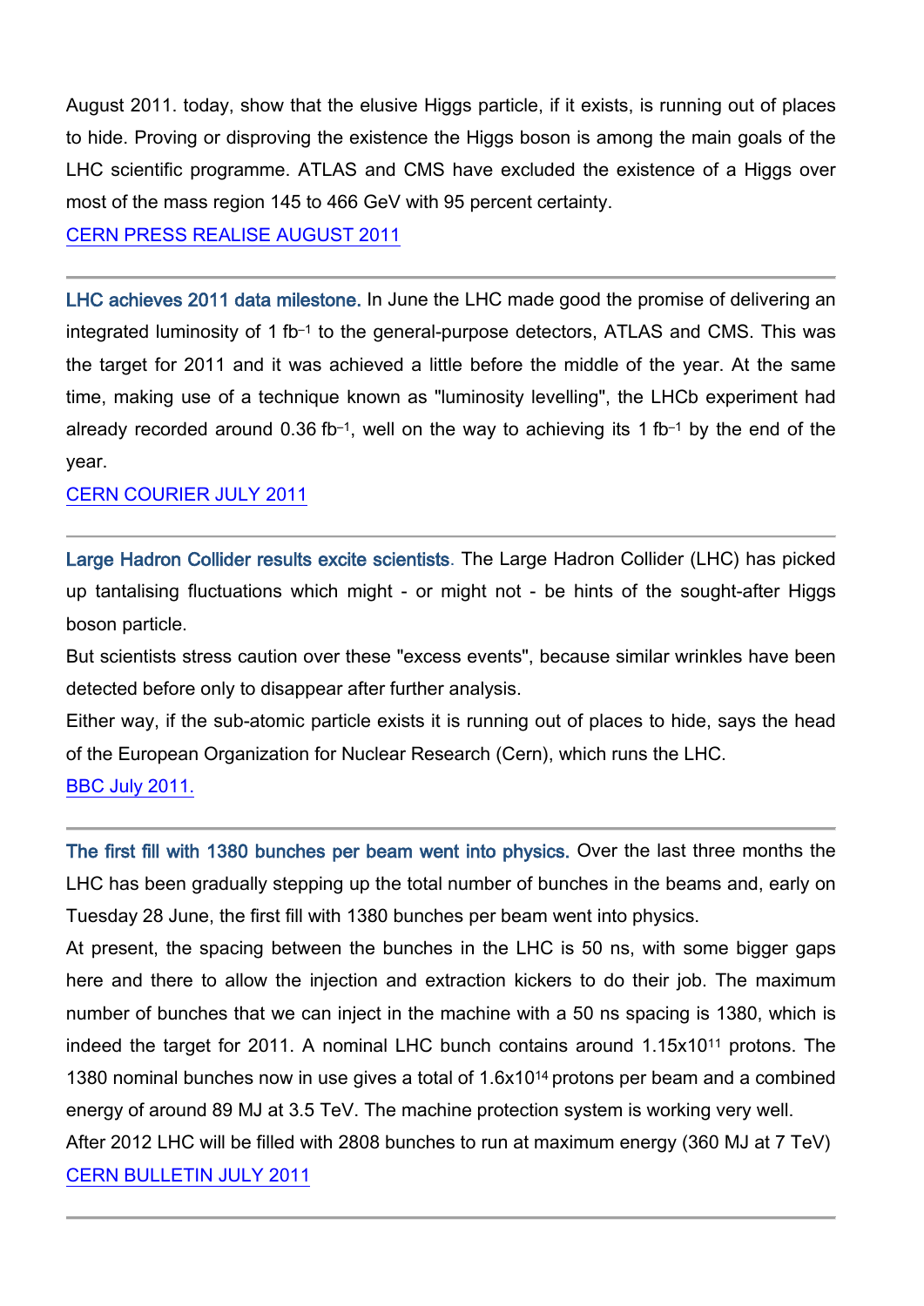August 2011. today, show that the elusive Higgs particle, if it exists, is running out of places to hide. Proving or disproving the existence the Higgs boson is among the main goals of the LHC scientific programme. ATLAS and CMS have excluded the existence of a Higgs over most of the mass region 145 to 466 GeV with 95 percent certainty.

CERN PRESS REALISE AUGUST 2011

---

**LHC achieves 2011 data milestone.** In June the LHC made good the promise of delivering an integrated luminosity of 1 $fb^{-1}$ to the general-purpose detectors, ATLAS and CMS. This was the target for 2011 and it was achieved a little before the middle of the year. At the same time, making use of a technique known as "luminosity levelling", the LHCb experiment had already recorded around 0.36 $fb^{-1}$, well on the way to achieving its 1 $fb^{-1}$ by the end of the year.

CERN COURIER JULY 2011

---

**Large Hadron Collider results excite scientists.** The Large Hadron Collider (LHC) has picked up tantalising fluctuations which might - or might not - be hints of the sought-after Higgs boson particle.

But scientists stress caution over these "excess events", because similar wrinkles have been detected before only to disappear after further analysis.

Either way, if the sub-atomic particle exists it is running out of places to hide, says the head of the European Organization for Nuclear Research (Cern), which runs the LHC.

BBC July 2011.

---

**The first fill with 1380 bunches per beam went into physics.** Over the last three months the LHC has been gradually stepping up the total number of bunches in the beams and, early on Tuesday 28 June, the first fill with 1380 bunches per beam went into physics.

At present, the spacing between the bunches in the LHC is 50 ns, with some bigger gaps here and there to allow the injection and extraction kickers to do their job. The maximum number of bunches that we can inject in the machine with a 50 ns spacing is 1380, which is indeed the target for 2011. A nominal LHC bunch contains around $1.15 \times 10^{11}$ protons. The 1380 nominal bunches now in use gives a total of $1.6 \times 10^{14}$ protons per beam and a combined energy of around 89 MJ at 3.5 TeV. The machine protection system is working very well.

After 2012 LHC will be filled with 2808 bunches to run at maximum energy (360 MJ at 7 TeV)

CERN BULLETIN JULY 2011

---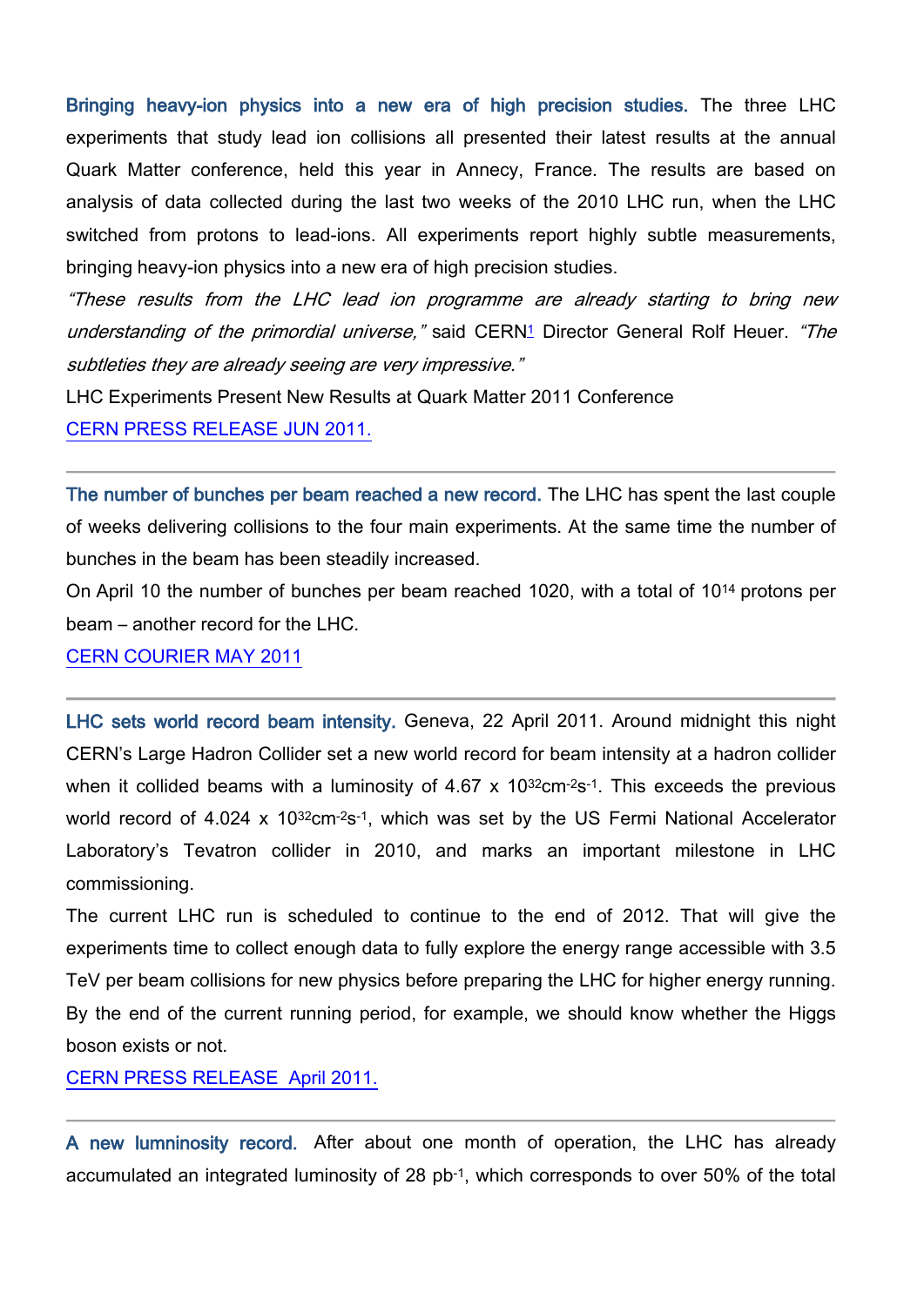**Bringing heavy-ion physics into a new era of high precision studies.** The three LHC experiments that study lead ion collisions all presented their latest results at the annual Quark Matter conference, held this year in Annecy, France. The results are based on analysis of data collected during the last two weeks of the 2010 LHC run, when the LHC switched from protons to lead-ions. All experiments report highly subtle measurements, bringing heavy-ion physics into a new era of high precision studies.

*"These results from the LHC lead ion programme are already starting to bring new understanding of the primordial universe,"* said CERN[1] Director General Rolf Heuer. *"The subtleties they are already seeing are very impressive."*

LHC Experiments Present New Results at Quark Matter 2011 Conference

CERN PRESS RELEASE JUN 2011.

---

**The number of bunches per beam reached a new record.** The LHC has spent the last couple of weeks delivering collisions to the four main experiments. At the same time the number of bunches in the beam has been steadily increased.

On April 10 the number of bunches per beam reached 1020, with a total of $10^{14}$ protons per beam – another record for the LHC.

CERN COURIER MAY 2011

---

**LHC sets world record beam intensity.** Geneva, 22 April 2011. Around midnight this night CERN's Large Hadron Collider set a new world record for beam intensity at a hadron collider when it collided beams with a luminosity of $4.67 \times 10^{32} cm^{-2}s^{-1}$. This exceeds the previous world record of $4.024 \times 10^{32} cm^{-2}s^{-1}$, which was set by the US Fermi National Accelerator Laboratory's Tevatron collider in 2010, and marks an important milestone in LHC commissioning.

The current LHC run is scheduled to continue to the end of 2012. That will give the experiments time to collect enough data to fully explore the energy range accessible with 3.5 TeV per beam collisions for new physics before preparing the LHC for higher energy running. By the end of the current running period, for example, we should know whether the Higgs boson exists or not.

CERN PRESS RELEASE April 2011.

---

**A new lumninosity record.** After about one month of operation, the LHC has already accumulated an integrated luminosity of 28 $pb^{-1}$, which corresponds to over 50% of the total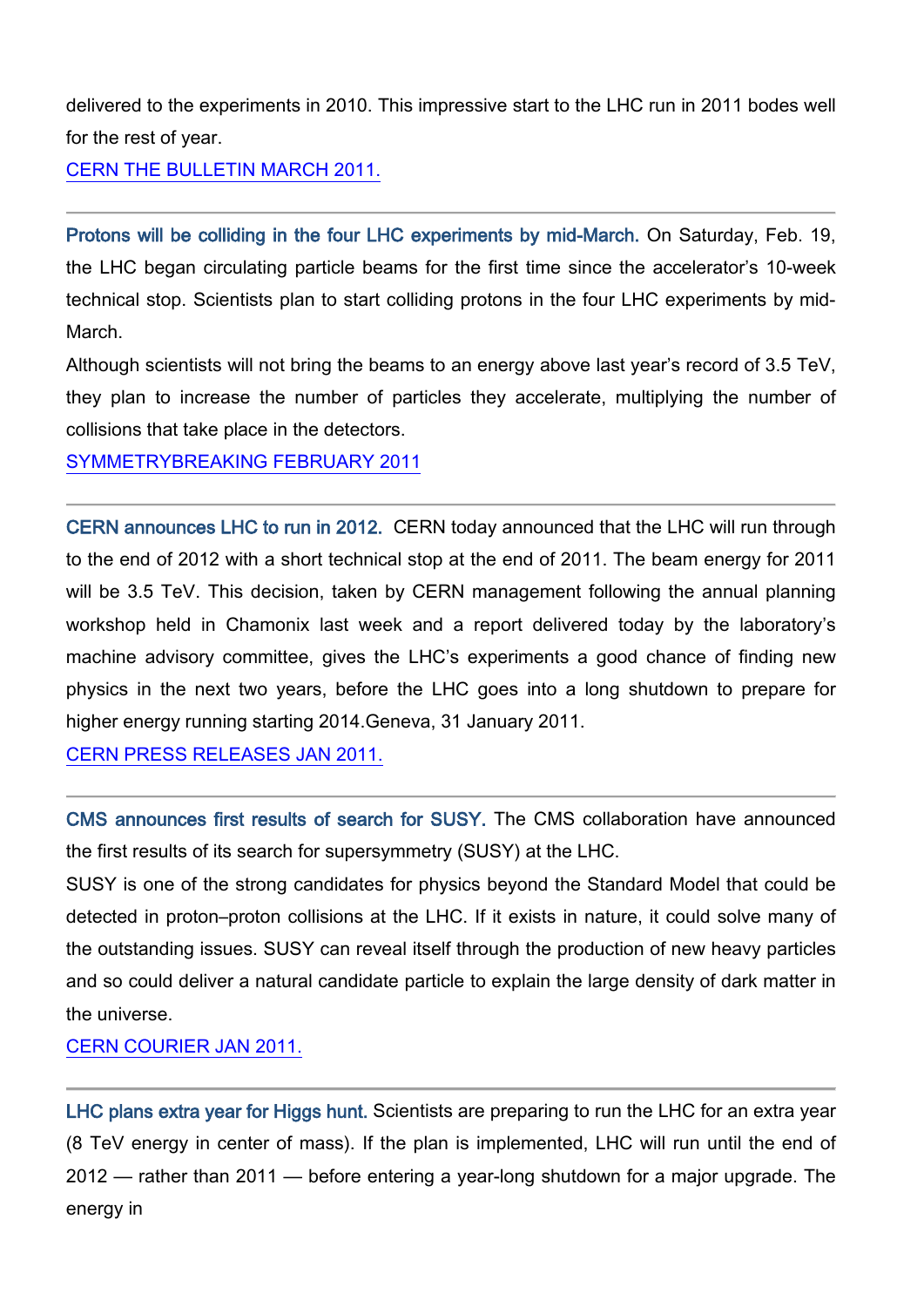delivered to the experiments in 2010. This impressive start to the LHC run in 2011 bodes well for the rest of year.

CERN THE BULLETIN MARCH 2011.

---

**Protons will be colliding in the four LHC experiments by mid-March.** On Saturday, Feb. 19, the LHC began circulating particle beams for the first time since the accelerator's 10-week technical stop. Scientists plan to start colliding protons in the four LHC experiments by mid-March.

Although scientists will not bring the beams to an energy above last year's record of 3.5 TeV, they plan to increase the number of particles they accelerate, multiplying the number of collisions that take place in the detectors.

SYMMETRYBREAKING FEBRUARY 2011

---

**CERN announces LHC to run in 2012.** CERN today announced that the LHC will run through to the end of 2012 with a short technical stop at the end of 2011. The beam energy for 2011 will be 3.5 TeV. This decision, taken by CERN management following the annual planning workshop held in Chamonix last week and a report delivered today by the laboratory's machine advisory committee, gives the LHC's experiments a good chance of finding new physics in the next two years, before the LHC goes into a long shutdown to prepare for higher energy running starting 2014.Geneva, 31 January 2011.

CERN PRESS RELEASES JAN 2011.

---

**CMS announces first results of search for SUSY.** The CMS collaboration have announced the first results of its search for supersymmetry (SUSY) at the LHC.

SUSY is one of the strong candidates for physics beyond the Standard Model that could be detected in proton–proton collisions at the LHC. If it exists in nature, it could solve many of the outstanding issues. SUSY can reveal itself through the production of new heavy particles and so could deliver a natural candidate particle to explain the large density of dark matter in the universe.

CERN COURIER JAN 2011.

---

**LHC plans extra year for Higgs hunt.** Scientists are preparing to run the LHC for an extra year (8 TeV energy in center of mass). If the plan is implemented, LHC will run until the end of 2012 — rather than 2011 — before entering a year-long shutdown for a major upgrade. The energy in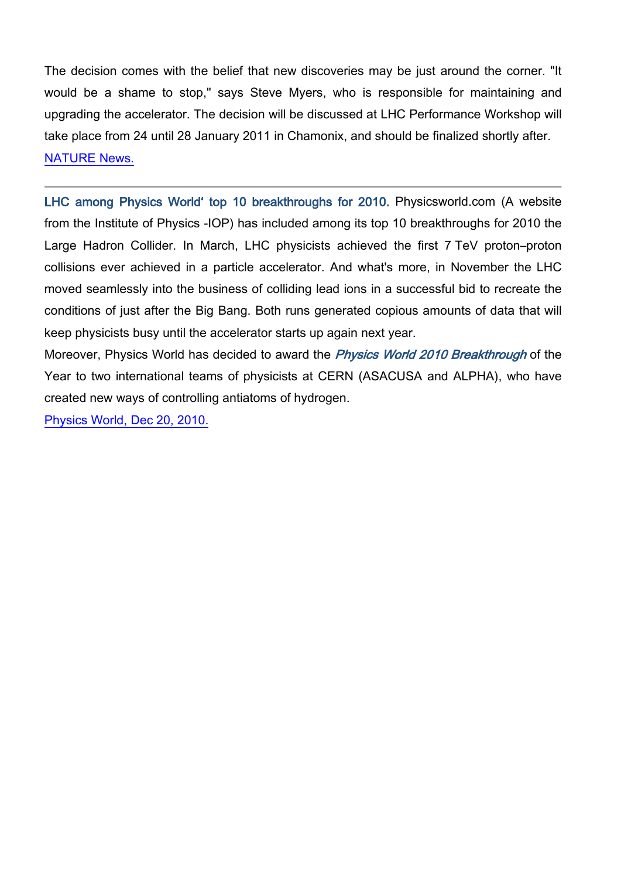The decision comes with the belief that new discoveries may be just around the corner. "It would be a shame to stop," says Steve Myers, who is responsible for maintaining and upgrading the accelerator. The decision will be discussed at LHC Performance Workshop will take place from 24 until 28 January 2011 in Chamonix, and should be finalized shortly after.

NATURE News.

---

**LHC among Physics World' top 10 breakthroughs for 2010.** Physicsworld.com (A website from the Institute of Physics -IOP) has included among its top 10 breakthroughs for 2010 the Large Hadron Collider. In March, LHC physicists achieved the first 7 TeV proton–proton collisions ever achieved in a particle accelerator. And what's more, in November the LHC moved seamlessly into the business of colliding lead ions in a successful bid to recreate the conditions of just after the Big Bang. Both runs generated copious amounts of data that will keep physicists busy until the accelerator starts up again next year.

Moreover, Physics World has decided to award the *Physics World 2010 Breakthrough* of the Year to two international teams of physicists at CERN (ASACUSA and ALPHA), who have created new ways of controlling antiatoms of hydrogen.

Physics World, Dec 20, 2010.